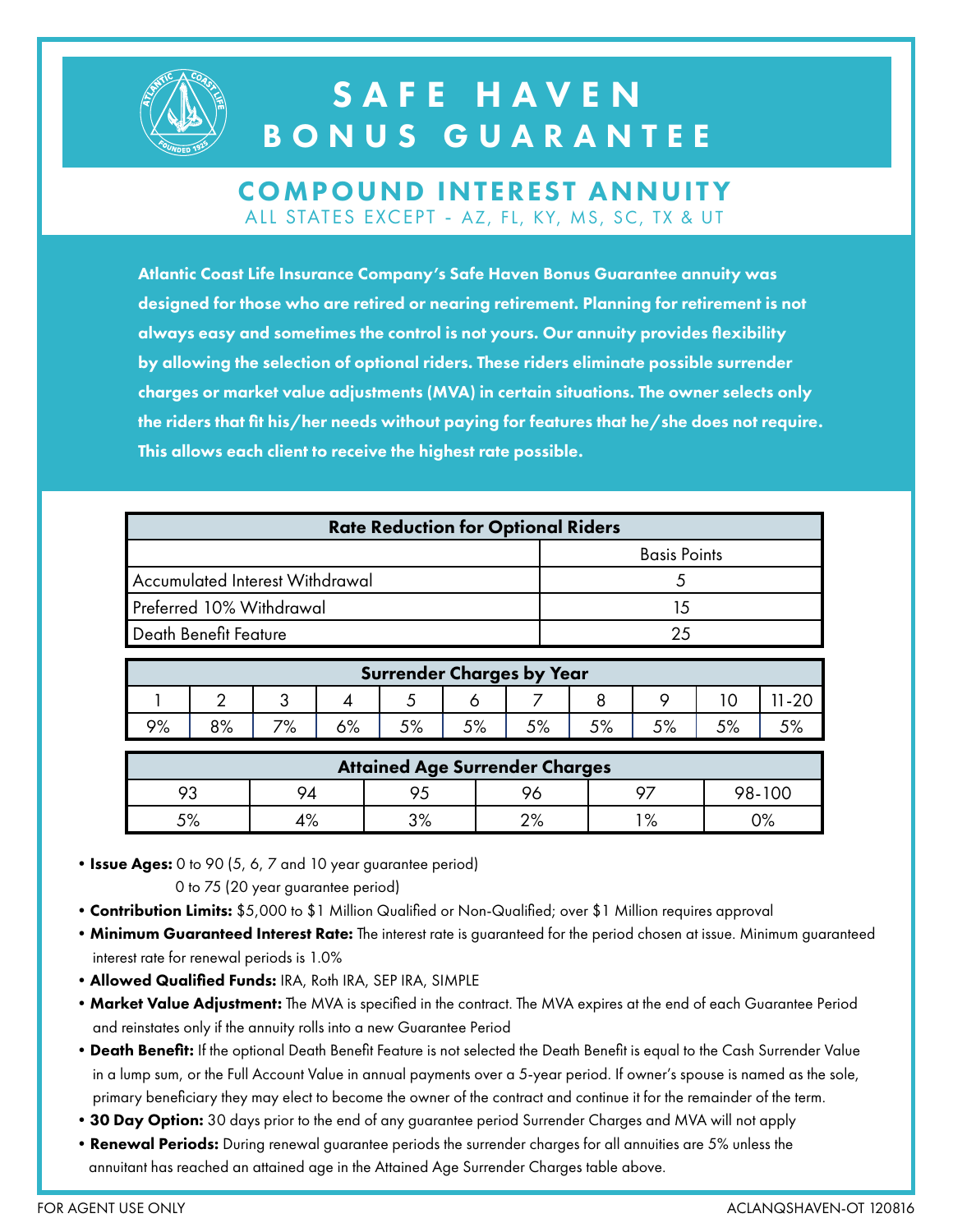# SAFE HAVEN BONUS GUARANTEE

## COMPOUND INTEREST ANNUITY

ALL STATES EXCEPT - AZ, FL, KY, MS, SC, TX & UT

**Atlantic Coast Life Insurance Company's Safe Haven Bonus Guarantee annuity was designed for those who are retired or nearing retirement. Planning for retirement is not always easy and sometimes the control is not yours. Our annuity provides flexibility by allowing the selection of optional riders. These riders eliminate possible surrender charges or market value adjustments (MVA) in certain situations. The owner selects only the riders that fit his/her needs without paying for features that he/she does not require. This allows each client to receive the highest rate possible.**

| Rate Reduction for Optional Riders | |
|---|---|
| | Basis Points |
| Accumulated Interest Withdrawal | 5 |
| Preferred 10% Withdrawal | 15 |
| Death Benefit Feature | 25 |

| Surrender Charges by Year | | | | | | | | | | |
|---|---|---|---|---|---|---|---|---|---|---|
| 1 | 2 | 3 | 4 | 5 | 6 | 7 | 8 | 9 | 10 | 11-20 |
| 9% | 8% | 7% | 6% | 5% | 5% | 5% | 5% | 5% | 5% | 5% |

| Attained Age Surrender Charges | | | | | |
|---|---|---|---|---|---|
| 93 | 94 | 95 | 96 | 97 | 98-100 |
| 5% | 4% | 3% | 2% | 1% | 0% |

- **Issue Ages:** 0 to 90 (5, 6, 7 and 10 year guarantee period)
  0 to 75 (20 year guarantee period)
- **Contribution Limits:** $5,000 to $1 Million Qualified or Non-Qualified; over $1 Million requires approval
- **Minimum Guaranteed Interest Rate:** The interest rate is guaranteed for the period chosen at issue. Minimum guaranteed interest rate for renewal periods is 1.0%
- **Allowed Qualified Funds:** IRA, Roth IRA, SEP IRA, SIMPLE
- **Market Value Adjustment:** The MVA is specified in the contract. The MVA expires at the end of each Guarantee Period and reinstates only if the annuity rolls into a new Guarantee Period
- **Death Benefit:** If the optional Death Benefit Feature is not selected the Death Benefit is equal to the Cash Surrender Value in a lump sum, or the Full Account Value in annual payments over a 5-year period. If owner's spouse is named as the sole, primary beneficiary they may elect to become the owner of the contract and continue it for the remainder of the term.
- **30 Day Option:** 30 days prior to the end of any guarantee period Surrender Charges and MVA will not apply
- **Renewal Periods:** During renewal guarantee periods the surrender charges for all annuities are 5% unless the annuitant has reached an attained age in the Attained Age Surrender Charges table above.

FOR AGENT USE ONLY

ACLANQSHAVEN-OT 120816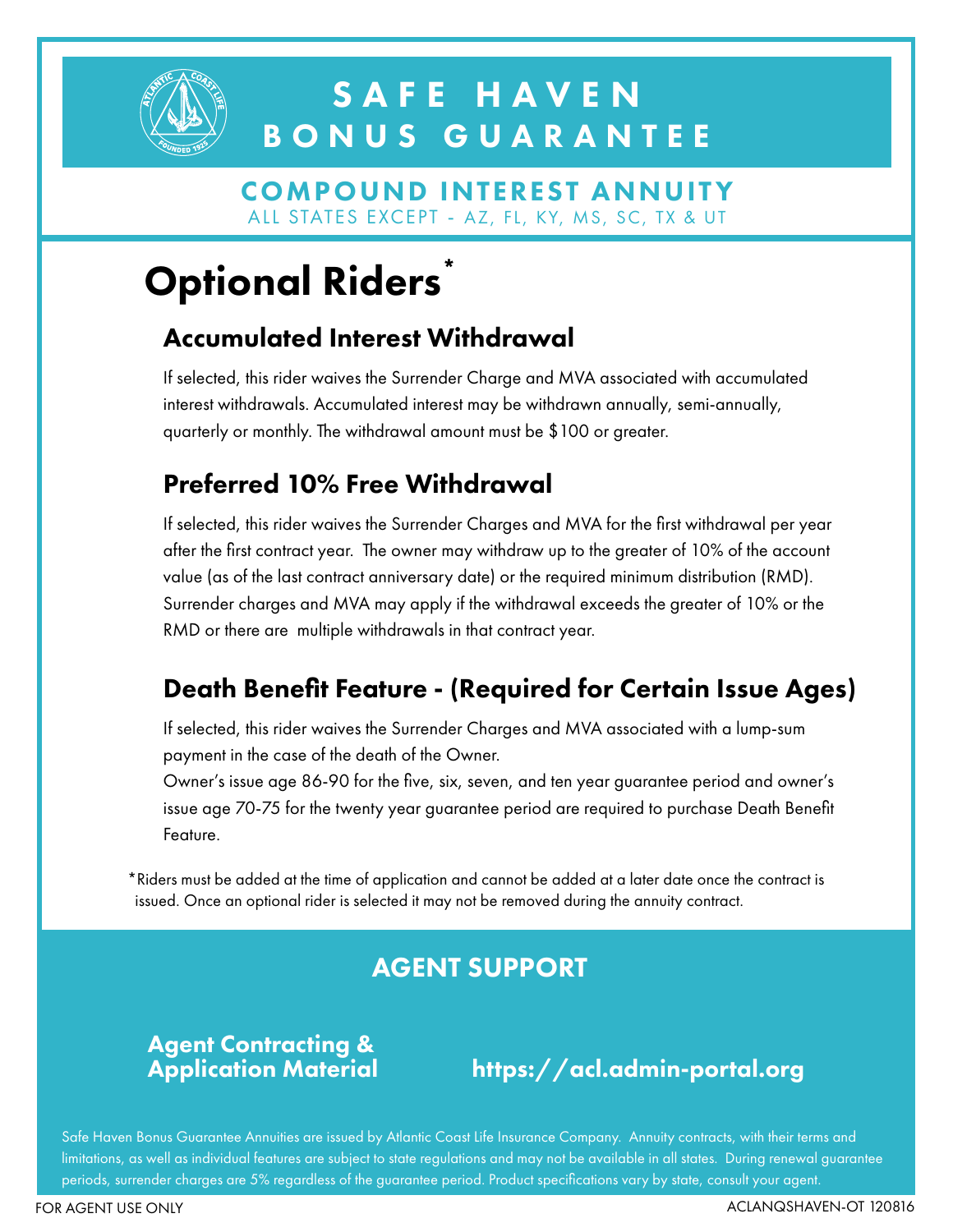# SAFE HAVEN BONUS GUARANTEE

## COMPOUND INTEREST ANNUITY

ALL STATES EXCEPT - AZ, FL, KY, MS, SC, TX & UT

# Optional Riders*

### Accumulated Interest Withdrawal

If selected, this rider waives the Surrender Charge and MVA associated with accumulated interest withdrawals. Accumulated interest may be withdrawn annually, semi-annually, quarterly or monthly. The withdrawal amount must be $100 or greater.

### Preferred 10% Free Withdrawal

If selected, this rider waives the Surrender Charges and MVA for the first withdrawal per year after the first contract year. The owner may withdraw up to the greater of 10% of the account value (as of the last contract anniversary date) or the required minimum distribution (RMD). Surrender charges and MVA may apply if the withdrawal exceeds the greater of 10% or the RMD or there are multiple withdrawals in that contract year.

### Death Benefit Feature - (Required for Certain Issue Ages)

If selected, this rider waives the Surrender Charges and MVA associated with a lump-sum payment in the case of the death of the Owner.
Owner's issue age 86-90 for the five, six, seven, and ten year guarantee period and owner's issue age 70-75 for the twenty year guarantee period are required to purchase Death Benefit Feature.

*Riders must be added at the time of application and cannot be added at a later date once the contract is issued. Once an optional rider is selected it may not be removed during the annuity contract.

## AGENT SUPPORT

**Agent Contracting & Application Material** **https://acl.admin-portal.org**

Safe Haven Bonus Guarantee Annuities are issued by Atlantic Coast Life Insurance Company. Annuity contracts, with their terms and limitations, as well as individual features are subject to state regulations and may not be available in all states. During renewal guarantee periods, surrender charges are 5% regardless of the guarantee period. Product specifications vary by state, consult your agent.

FOR AGENT USE ONLY ACLANQSHAVEN-OT 120816